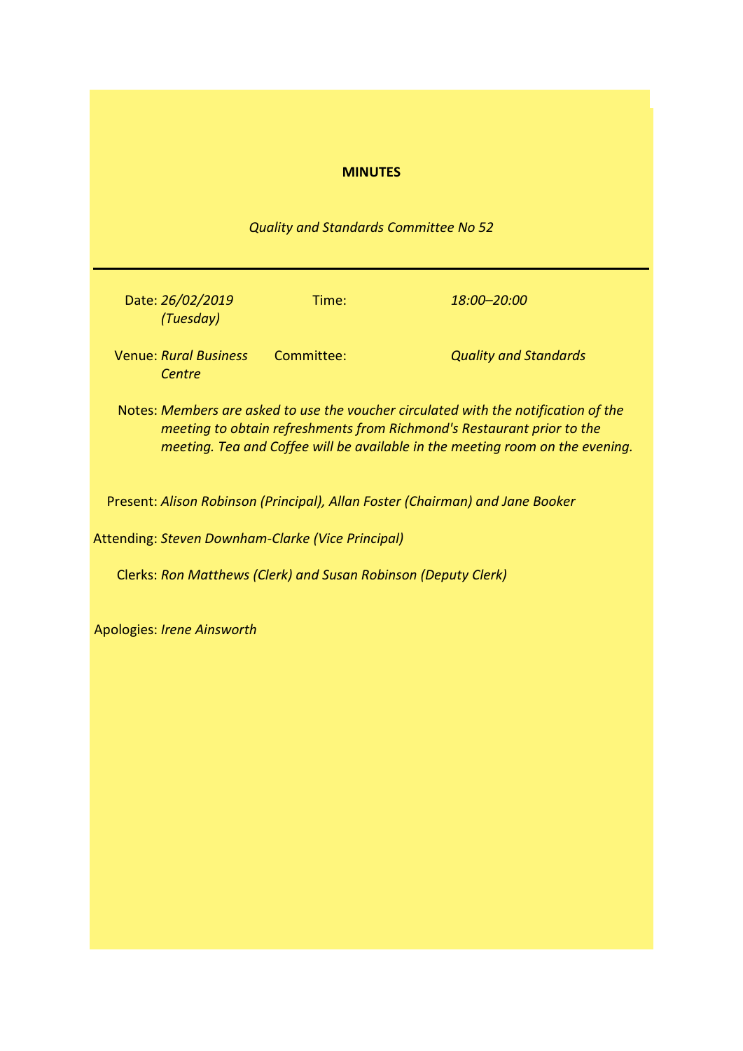# MINUTES

*Quality and Standards Committee No 52*

---

| | | | |
|---|---|---|---|
| Date: | *26/02/2019 (Tuesday)* | Time: | *18:00–20:00* |
| Venue: | *Rural Business Centre* | Committee: | *Quality and Standards* |

**Notes:** *Members are asked to use the voucher circulated with the notification of the meeting to obtain refreshments from Richmond's Restaurant prior to the meeting. Tea and Coffee will be available in the meeting room on the evening.*

**Present:** *Alison Robinson (Principal), Allan Foster (Chairman) and Jane Booker*

**Attending:** *Steven Downham-Clarke (Vice Principal)*

**Clerks:** *Ron Matthews (Clerk) and Susan Robinson (Deputy Clerk)*

**Apologies:** *Irene Ainsworth*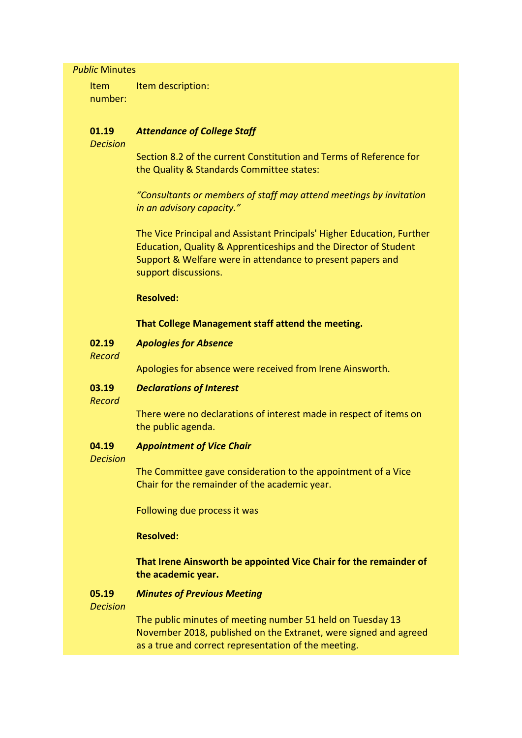*Public* Minutes

| Item number: | Item description: |
|---|---|

**01.19** *Decision*

***Attendance of College Staff***

Section 8.2 of the current Constitution and Terms of Reference for the Quality & Standards Committee states:

*"Consultants or members of staff may attend meetings by invitation in an advisory capacity."*

The Vice Principal and Assistant Principals' Higher Education, Further Education, Quality & Apprenticeships and the Director of Student Support & Welfare were in attendance to present papers and support discussions.

**Resolved:**

**That College Management staff attend the meeting.**

**02.19** *Record*

***Apologies for Absence***

Apologies for absence were received from Irene Ainsworth.

**03.19** *Record*

***Declarations of Interest***

There were no declarations of interest made in respect of items on the public agenda.

**04.19** *Decision*

***Appointment of Vice Chair***

The Committee gave consideration to the appointment of a Vice Chair for the remainder of the academic year.

Following due process it was

**Resolved:**

**That Irene Ainsworth be appointed Vice Chair for the remainder of the academic year.**

**05.19** *Decision*

***Minutes of Previous Meeting***

The public minutes of meeting number 51 held on Tuesday 13 November 2018, published on the Extranet, were signed and agreed as a true and correct representation of the meeting.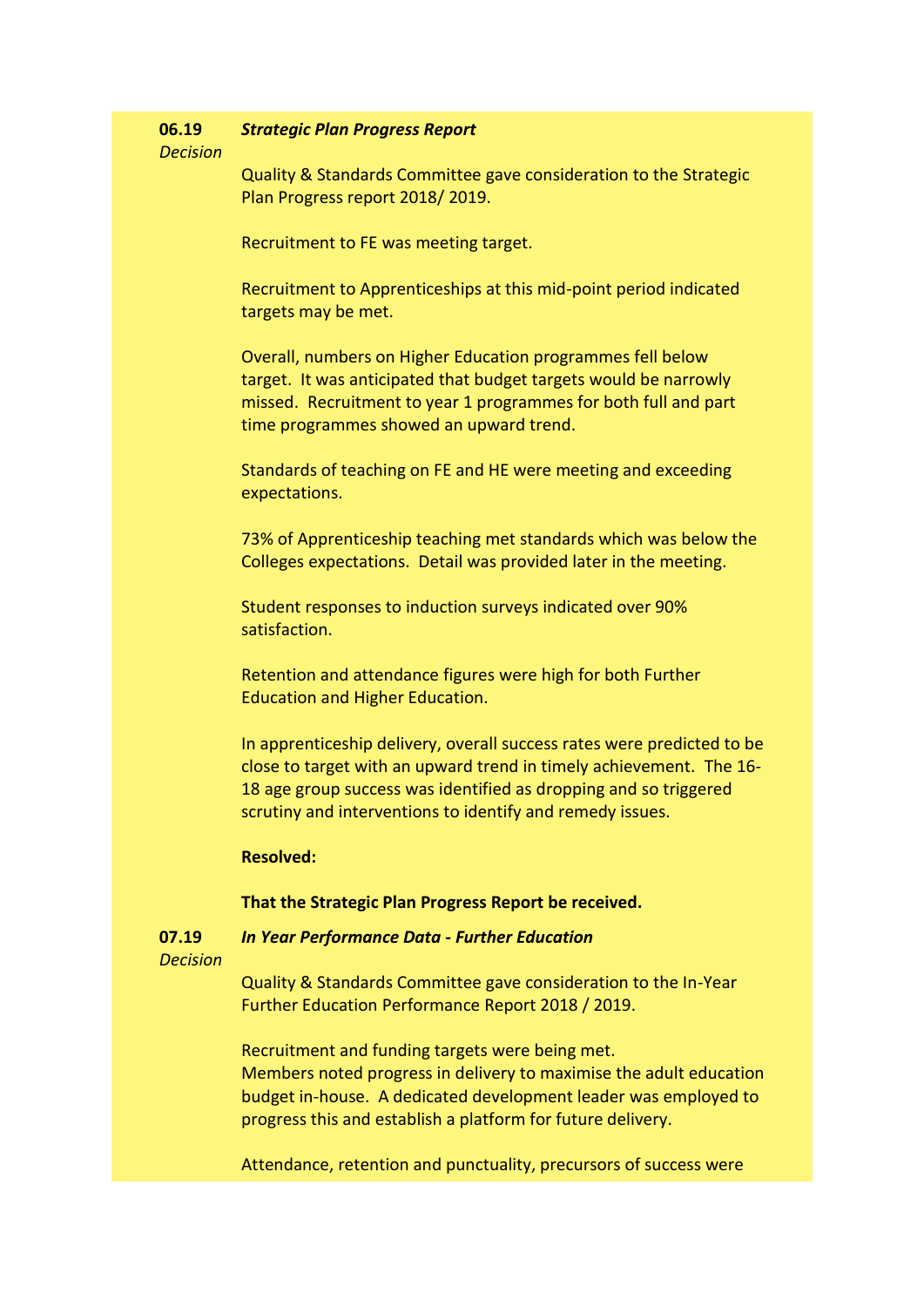**06.19** *Decision*

***Strategic Plan Progress Report***

Quality & Standards Committee gave consideration to the Strategic Plan Progress report 2018/ 2019.

Recruitment to FE was meeting target.

Recruitment to Apprenticeships at this mid-point period indicated targets may be met.

Overall, numbers on Higher Education programmes fell below target. It was anticipated that budget targets would be narrowly missed. Recruitment to year 1 programmes for both full and part time programmes showed an upward trend.

Standards of teaching on FE and HE were meeting and exceeding expectations.

73% of Apprenticeship teaching met standards which was below the Colleges expectations. Detail was provided later in the meeting.

Student responses to induction surveys indicated over 90% satisfaction.

Retention and attendance figures were high for both Further Education and Higher Education.

In apprenticeship delivery, overall success rates were predicted to be close to target with an upward trend in timely achievement. The 16-18 age group success was identified as dropping and so triggered scrutiny and interventions to identify and remedy issues.

**Resolved:**

**That the Strategic Plan Progress Report be received.**

**07.19** *Decision*

***In Year Performance Data - Further Education***

Quality & Standards Committee gave consideration to the In-Year Further Education Performance Report 2018 / 2019.

Recruitment and funding targets were being met.
Members noted progress in delivery to maximise the adult education budget in-house. A dedicated development leader was employed to progress this and establish a platform for future delivery.

Attendance, retention and punctuality, precursors of success were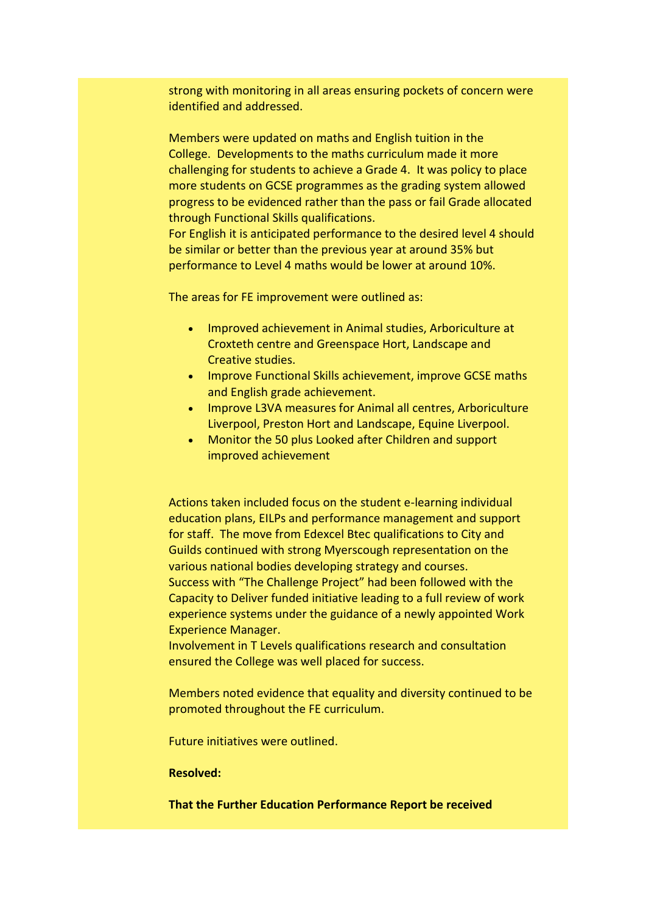strong with monitoring in all areas ensuring pockets of concern were identified and addressed.

Members were updated on maths and English tuition in the College. Developments to the maths curriculum made it more challenging for students to achieve a Grade 4. It was policy to place more students on GCSE programmes as the grading system allowed progress to be evidenced rather than the pass or fail Grade allocated through Functional Skills qualifications.
For English it is anticipated performance to the desired level 4 should be similar or better than the previous year at around 35% but performance to Level 4 maths would be lower at around 10%.

The areas for FE improvement were outlined as:

- Improved achievement in Animal studies, Arboriculture at Croxteth centre and Greenspace Hort, Landscape and Creative studies.
- Improve Functional Skills achievement, improve GCSE maths and English grade achievement.
- Improve L3VA measures for Animal all centres, Arboriculture Liverpool, Preston Hort and Landscape, Equine Liverpool.
- Monitor the 50 plus Looked after Children and support improved achievement

Actions taken included focus on the student e-learning individual education plans, EILPs and performance management and support for staff. The move from Edexcel Btec qualifications to City and Guilds continued with strong Myerscough representation on the various national bodies developing strategy and courses.
Success with "The Challenge Project" had been followed with the Capacity to Deliver funded initiative leading to a full review of work experience systems under the guidance of a newly appointed Work Experience Manager.
Involvement in T Levels qualifications research and consultation ensured the College was well placed for success.

Members noted evidence that equality and diversity continued to be promoted throughout the FE curriculum.

Future initiatives were outlined.

**Resolved:**

**That the Further Education Performance Report be received**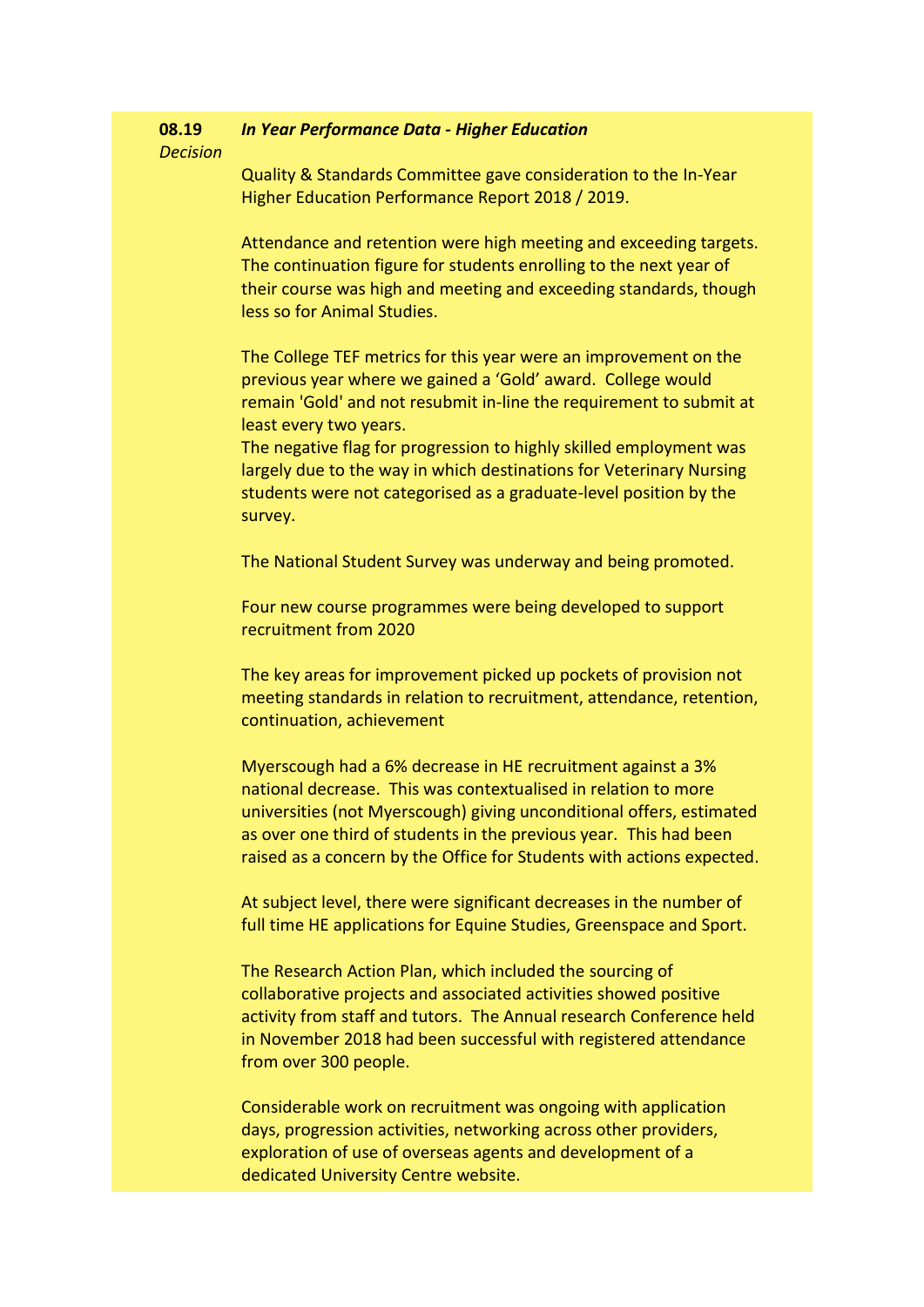**08.19** *Decision*

***In Year Performance Data - Higher Education***

Quality & Standards Committee gave consideration to the In-Year Higher Education Performance Report 2018 / 2019.

Attendance and retention were high meeting and exceeding targets. The continuation figure for students enrolling to the next year of their course was high and meeting and exceeding standards, though less so for Animal Studies.

The College TEF metrics for this year were an improvement on the previous year where we gained a 'Gold' award. College would remain 'Gold' and not resubmit in-line the requirement to submit at least every two years.
The negative flag for progression to highly skilled employment was largely due to the way in which destinations for Veterinary Nursing students were not categorised as a graduate-level position by the survey.

The National Student Survey was underway and being promoted.

Four new course programmes were being developed to support recruitment from 2020

The key areas for improvement picked up pockets of provision not meeting standards in relation to recruitment, attendance, retention, continuation, achievement

Myerscough had a 6% decrease in HE recruitment against a 3% national decrease. This was contextualised in relation to more universities (not Myerscough) giving unconditional offers, estimated as over one third of students in the previous year. This had been raised as a concern by the Office for Students with actions expected.

At subject level, there were significant decreases in the number of full time HE applications for Equine Studies, Greenspace and Sport.

The Research Action Plan, which included the sourcing of collaborative projects and associated activities showed positive activity from staff and tutors. The Annual research Conference held in November 2018 had been successful with registered attendance from over 300 people.

Considerable work on recruitment was ongoing with application days, progression activities, networking across other providers, exploration of use of overseas agents and development of a dedicated University Centre website.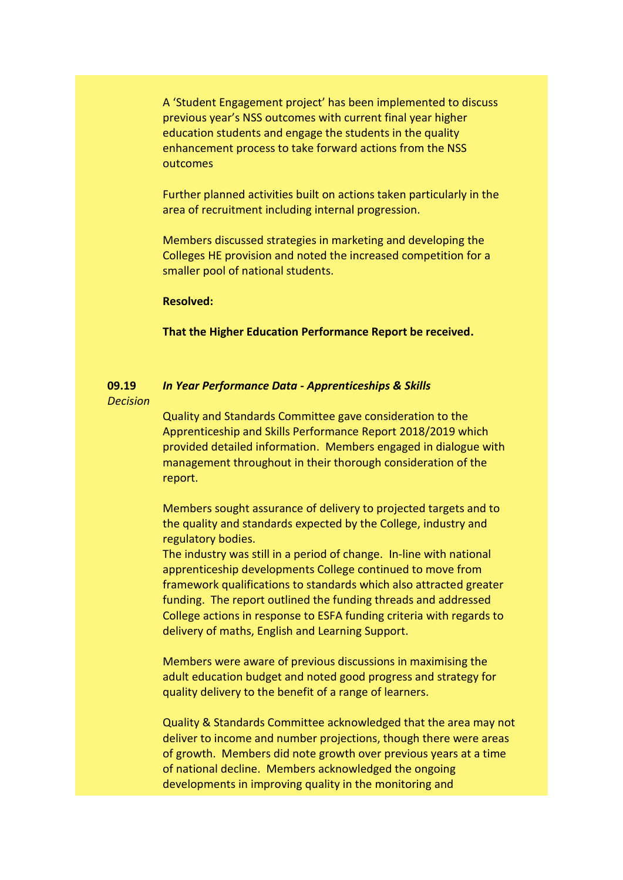A 'Student Engagement project' has been implemented to discuss previous year's NSS outcomes with current final year higher education students and engage the students in the quality enhancement process to take forward actions from the NSS outcomes

Further planned activities built on actions taken particularly in the area of recruitment including internal progression.

Members discussed strategies in marketing and developing the Colleges HE provision and noted the increased competition for a smaller pool of national students.

**Resolved:**

**That the Higher Education Performance Report be received.**

**09.19** *Decision* ***In Year Performance Data - Apprenticeships & Skills***

Quality and Standards Committee gave consideration to the Apprenticeship and Skills Performance Report 2018/2019 which provided detailed information. Members engaged in dialogue with management throughout in their thorough consideration of the report.

Members sought assurance of delivery to projected targets and to the quality and standards expected by the College, industry and regulatory bodies.
The industry was still in a period of change. In-line with national apprenticeship developments College continued to move from framework qualifications to standards which also attracted greater funding. The report outlined the funding threads and addressed College actions in response to ESFA funding criteria with regards to delivery of maths, English and Learning Support.

Members were aware of previous discussions in maximising the adult education budget and noted good progress and strategy for quality delivery to the benefit of a range of learners.

Quality & Standards Committee acknowledged that the area may not deliver to income and number projections, though there were areas of growth. Members did note growth over previous years at a time of national decline. Members acknowledged the ongoing developments in improving quality in the monitoring and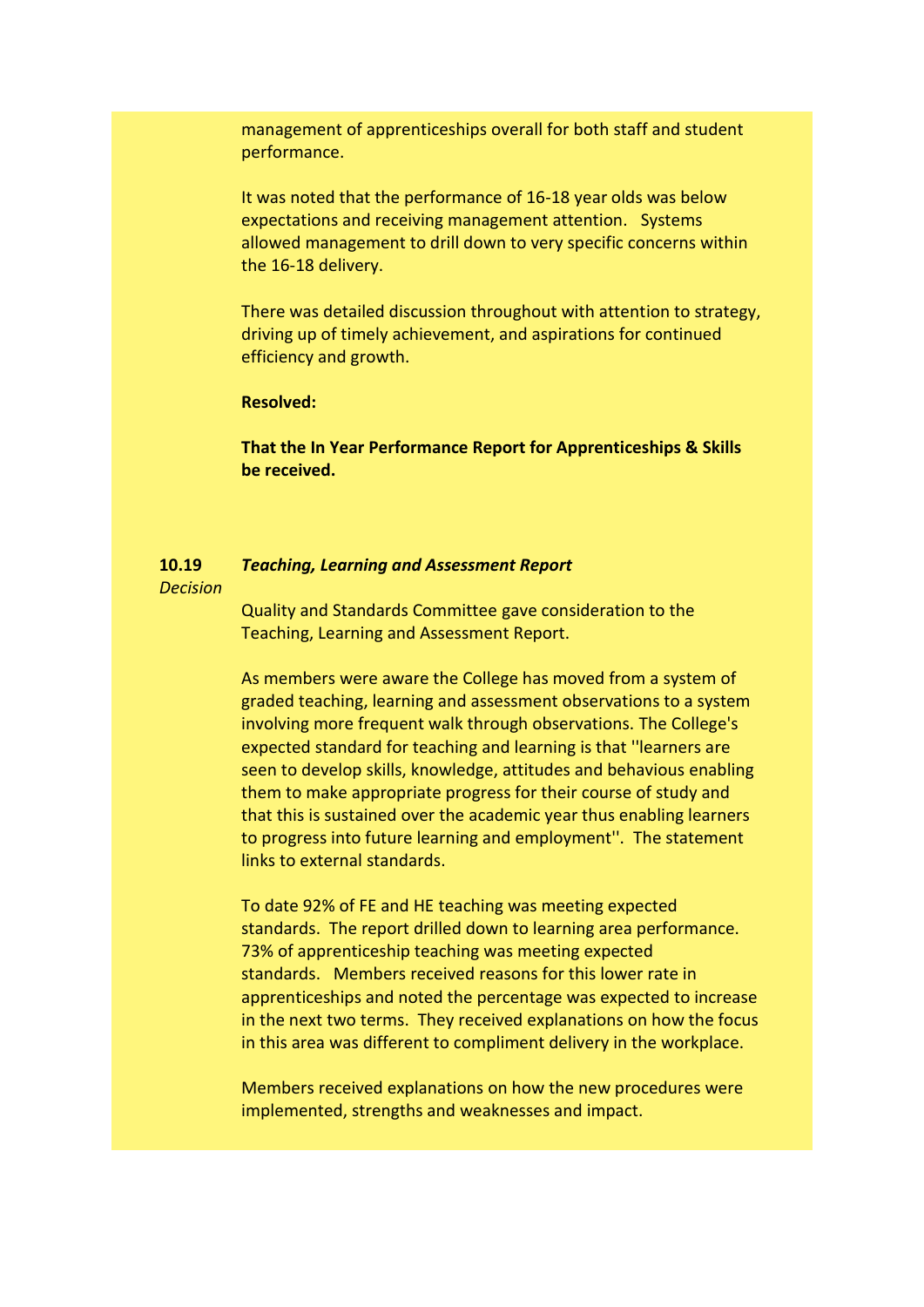management of apprenticeships overall for both staff and student performance.

It was noted that the performance of 16-18 year olds was below expectations and receiving management attention. Systems allowed management to drill down to very specific concerns within the 16-18 delivery.

There was detailed discussion throughout with attention to strategy, driving up of timely achievement, and aspirations for continued efficiency and growth.

**Resolved:**

**That the In Year Performance Report for Apprenticeships & Skills be received.**

**10.19** ***Teaching, Learning and Assessment Report***

*Decision*

Quality and Standards Committee gave consideration to the Teaching, Learning and Assessment Report.

As members were aware the College has moved from a system of graded teaching, learning and assessment observations to a system involving more frequent walk through observations. The College's expected standard for teaching and learning is that ''learners are seen to develop skills, knowledge, attitudes and behavious enabling them to make appropriate progress for their course of study and that this is sustained over the academic year thus enabling learners to progress into future learning and employment''. The statement links to external standards.

To date 92% of FE and HE teaching was meeting expected standards. The report drilled down to learning area performance. 73% of apprenticeship teaching was meeting expected standards. Members received reasons for this lower rate in apprenticeships and noted the percentage was expected to increase in the next two terms. They received explanations on how the focus in this area was different to compliment delivery in the workplace.

Members received explanations on how the new procedures were implemented, strengths and weaknesses and impact.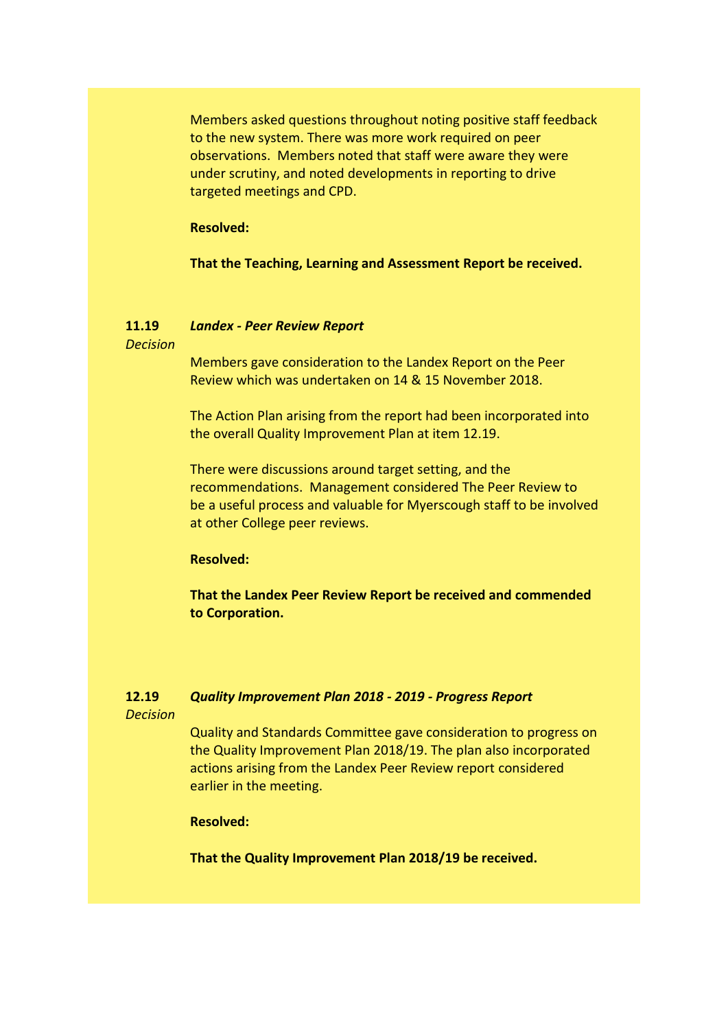Members asked questions throughout noting positive staff feedback to the new system. There was more work required on peer observations. Members noted that staff were aware they were under scrutiny, and noted developments in reporting to drive targeted meetings and CPD.

**Resolved:**

**That the Teaching, Learning and Assessment Report be received.**

**11.19** ***Landex - Peer Review Report***

*Decision*

Members gave consideration to the Landex Report on the Peer Review which was undertaken on 14 & 15 November 2018.

The Action Plan arising from the report had been incorporated into the overall Quality Improvement Plan at item 12.19.

There were discussions around target setting, and the recommendations. Management considered The Peer Review to be a useful process and valuable for Myerscough staff to be involved at other College peer reviews.

**Resolved:**

**That the Landex Peer Review Report be received and commended to Corporation.**

**12.19** ***Quality Improvement Plan 2018 - 2019 - Progress Report***

*Decision*

Quality and Standards Committee gave consideration to progress on the Quality Improvement Plan 2018/19. The plan also incorporated actions arising from the Landex Peer Review report considered earlier in the meeting.

**Resolved:**

**That the Quality Improvement Plan 2018/19 be received.**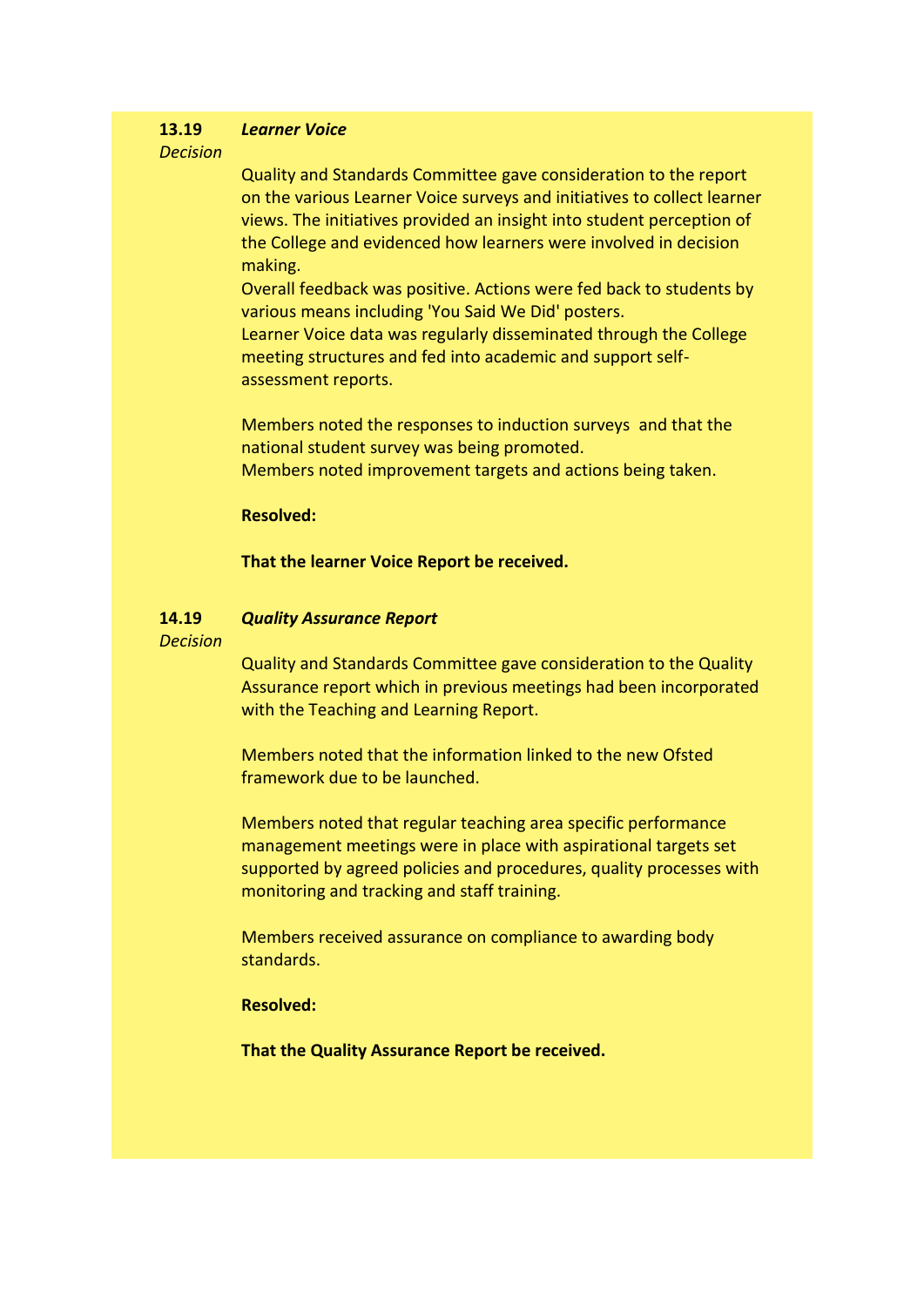**13.19** ***Learner Voice***

*Decision*

Quality and Standards Committee gave consideration to the report on the various Learner Voice surveys and initiatives to collect learner views. The initiatives provided an insight into student perception of the College and evidenced how learners were involved in decision making.

Overall feedback was positive. Actions were fed back to students by various means including 'You Said We Did' posters.

Learner Voice data was regularly disseminated through the College meeting structures and fed into academic and support self-assessment reports.

Members noted the responses to induction surveys and that the national student survey was being promoted.

Members noted improvement targets and actions being taken.

**Resolved:**

**That the learner Voice Report be received.**

**14.19** ***Quality Assurance Report***

*Decision*

Quality and Standards Committee gave consideration to the Quality Assurance report which in previous meetings had been incorporated with the Teaching and Learning Report.

Members noted that the information linked to the new Ofsted framework due to be launched.

Members noted that regular teaching area specific performance management meetings were in place with aspirational targets set supported by agreed policies and procedures, quality processes with monitoring and tracking and staff training.

Members received assurance on compliance to awarding body standards.

**Resolved:**

**That the Quality Assurance Report be received.**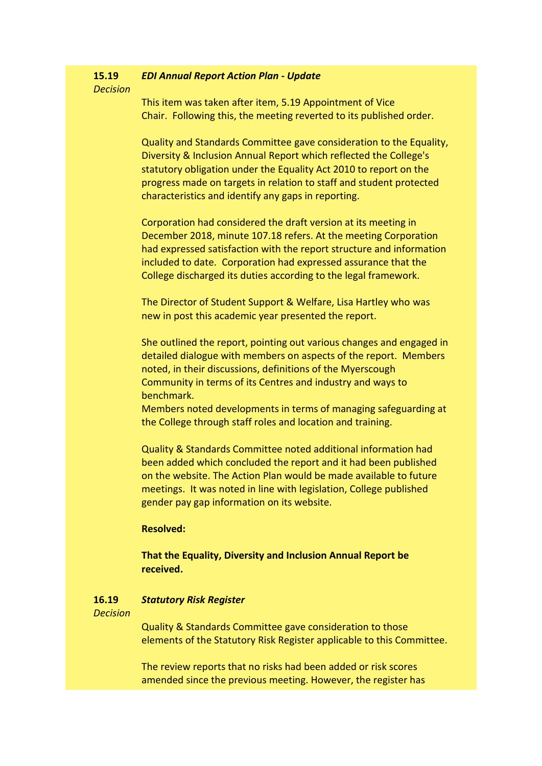**15.19** *Decision* ***EDI Annual Report Action Plan - Update***

This item was taken after item, 5.19 Appointment of Vice Chair. Following this, the meeting reverted to its published order.

Quality and Standards Committee gave consideration to the Equality, Diversity & Inclusion Annual Report which reflected the College's statutory obligation under the Equality Act 2010 to report on the progress made on targets in relation to staff and student protected characteristics and identify any gaps in reporting.

Corporation had considered the draft version at its meeting in December 2018, minute 107.18 refers. At the meeting Corporation had expressed satisfaction with the report structure and information included to date. Corporation had expressed assurance that the College discharged its duties according to the legal framework.

The Director of Student Support & Welfare, Lisa Hartley who was new in post this academic year presented the report.

She outlined the report, pointing out various changes and engaged in detailed dialogue with members on aspects of the report. Members noted, in their discussions, definitions of the Myerscough Community in terms of its Centres and industry and ways to benchmark.
Members noted developments in terms of managing safeguarding at the College through staff roles and location and training.

Quality & Standards Committee noted additional information had been added which concluded the report and it had been published on the website. The Action Plan would be made available to future meetings. It was noted in line with legislation, College published gender pay gap information on its website.

**Resolved:**

**That the Equality, Diversity and Inclusion Annual Report be received.**

**16.19** *Decision* ***Statutory Risk Register***

Quality & Standards Committee gave consideration to those elements of the Statutory Risk Register applicable to this Committee.

The review reports that no risks had been added or risk scores amended since the previous meeting. However, the register has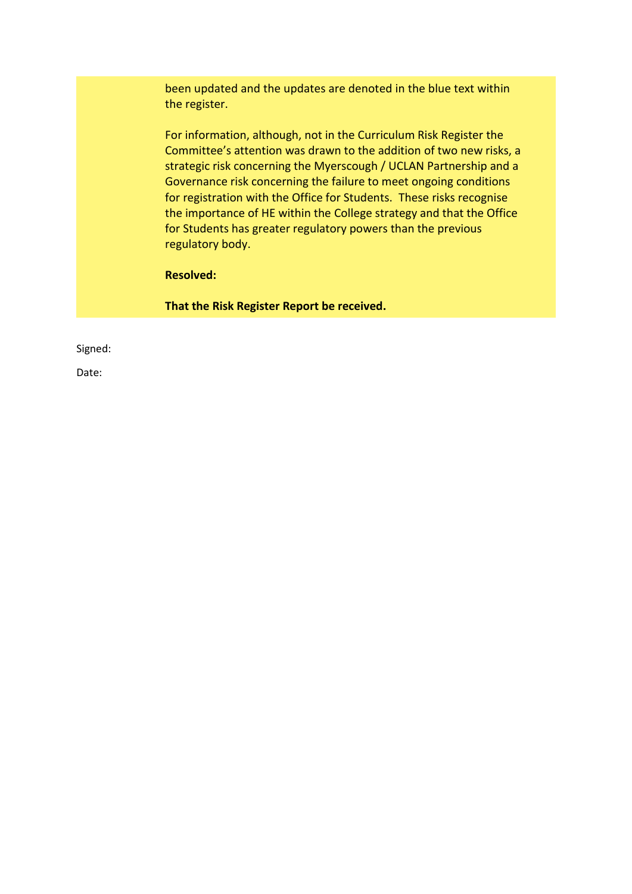been updated and the updates are denoted in the blue text within the register.

For information, although, not in the Curriculum Risk Register the Committee's attention was drawn to the addition of two new risks, a strategic risk concerning the Myerscough / UCLAN Partnership and a Governance risk concerning the failure to meet ongoing conditions for registration with the Office for Students. These risks recognise the importance of HE within the College strategy and that the Office for Students has greater regulatory powers than the previous regulatory body.

**Resolved:**

**That the Risk Register Report be received.**

Signed:

Date: